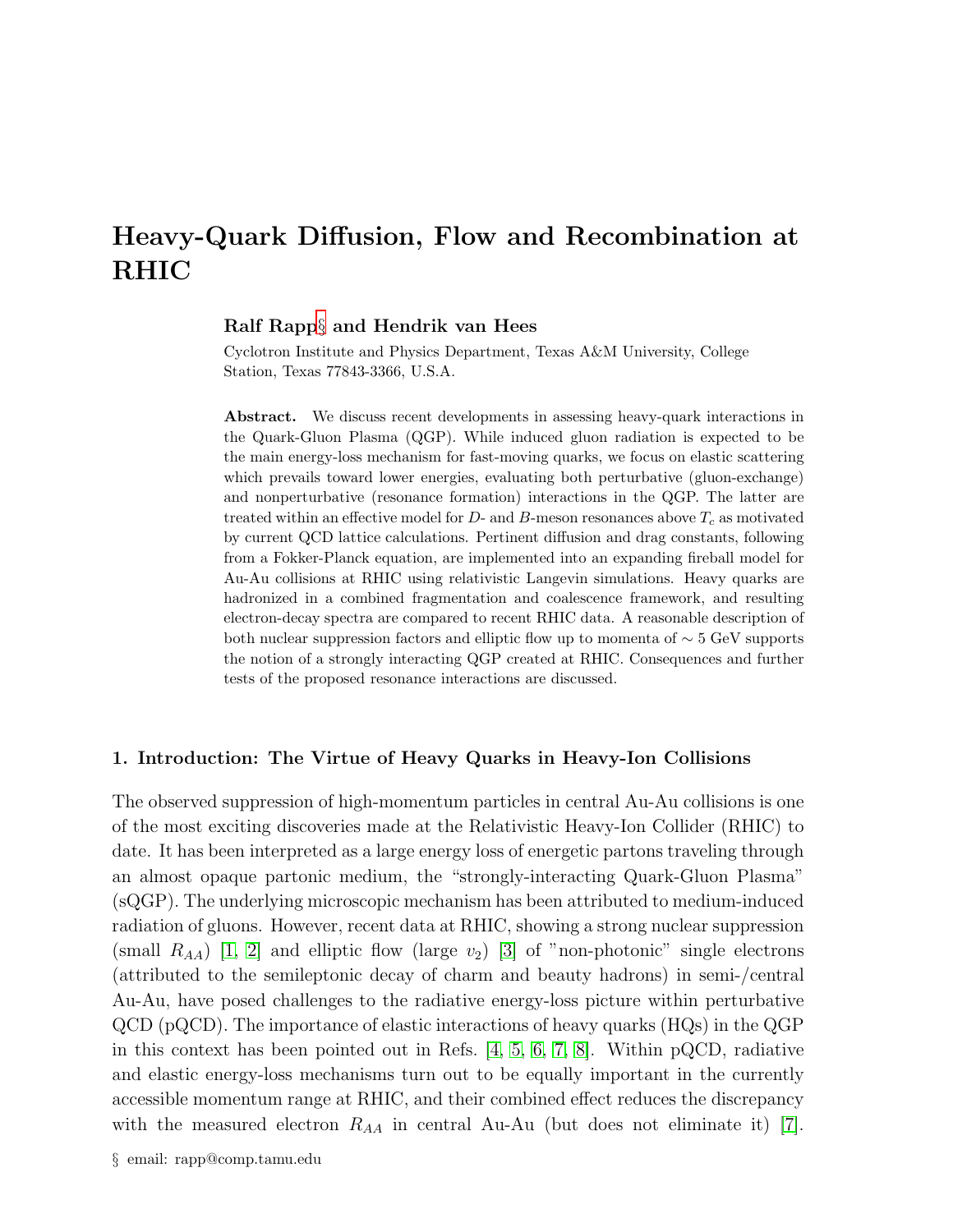# Heavy-Quark Diffusion, Flow and Recombination at RHIC

**Ralf Rapp§ and Hendrik van Hees**

Cyclotron Institute and Physics Department, Texas A&M University, College Station, Texas 77843-3366, U.S.A.

**Abstract.** We discuss recent developments in assessing heavy-quark interactions in the Quark-Gluon Plasma (QGP). While induced gluon radiation is expected to be the main energy-loss mechanism for fast-moving quarks, we focus on elastic scattering which prevails toward lower energies, evaluating both perturbative (gluon-exchange) and nonperturbative (resonance formation) interactions in the QGP. The latter are treated within an effective model for $D$- and $B$-meson resonances above $T_c$ as motivated by current QCD lattice calculations. Pertinent diffusion and drag constants, following from a Fokker-Planck equation, are implemented into an expanding fireball model for Au-Au collisions at RHIC using relativistic Langevin simulations. Heavy quarks are hadronized in a combined fragmentation and coalescence framework, and resulting electron-decay spectra are compared to recent RHIC data. A reasonable description of both nuclear suppression factors and elliptic flow up to momenta of $\sim 5$ GeV supports the notion of a strongly interacting QGP created at RHIC. Consequences and further tests of the proposed resonance interactions are discussed.

## 1. Introduction: The Virtue of Heavy Quarks in Heavy-Ion Collisions

The observed suppression of high-momentum particles in central Au-Au collisions is one of the most exciting discoveries made at the Relativistic Heavy-Ion Collider (RHIC) to date. It has been interpreted as a large energy loss of energetic partons traveling through an almost opaque partonic medium, the "strongly-interacting Quark-Gluon Plasma" (sQGP). The underlying microscopic mechanism has been attributed to medium-induced radiation of gluons. However, recent data at RHIC, showing a strong nuclear suppression (small $R_{AA}$) [1, 2] and elliptic flow (large $v_2$) [3] of "non-photonic" single electrons (attributed to the semileptonic decay of charm and beauty hadrons) in semi-/central Au-Au, have posed challenges to the radiative energy-loss picture within perturbative QCD (pQCD). The importance of elastic interactions of heavy quarks (HQs) in the QGP in this context has been pointed out in Refs. [4, 5, 6, 7, 8]. Within pQCD, radiative and elastic energy-loss mechanisms turn out to be equally important in the currently accessible momentum range at RHIC, and their combined effect reduces the discrepancy with the measured electron $R_{AA}$ in central Au-Au (but does not eliminate it) [7].

§ email: rapp@comp.tamu.edu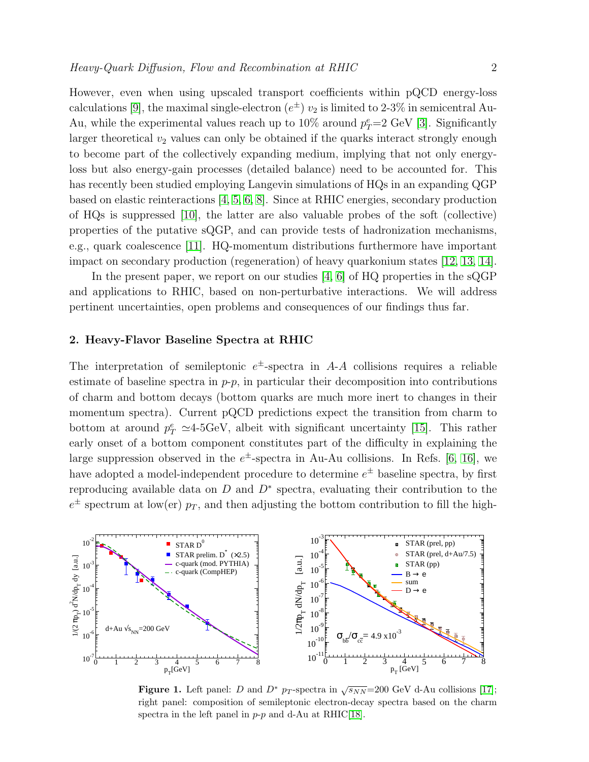However, even when using upscaled transport coefficients within pQCD energy-loss calculations [9], the maximal single-electron ($e^{\pm}$) $v_2$ is limited to 2-3% in semicentral Au-Au, while the experimental values reach up to 10% around $p_T^e$=2 GeV [3]. Significantly larger theoretical $v_2$ values can only be obtained if the quarks interact strongly enough to become part of the collectively expanding medium, implying that not only energy-loss but also energy-gain processes (detailed balance) need to be accounted for. This has recently been studied employing Langevin simulations of HQs in an expanding QGP based on elastic reinteractions [4, 5, 6, 8]. Since at RHIC energies, secondary production of HQs is suppressed [10], the latter are also valuable probes of the soft (collective) properties of the putative sQGP, and can provide tests of hadronization mechanisms, e.g., quark coalescence [11]. HQ-momentum distributions furthermore have important impact on secondary production (regeneration) of heavy quarkonium states [12, 13, 14].

In the present paper, we report on our studies [4, 6] of HQ properties in the sQGP and applications to RHIC, based on non-perturbative interactions. We will address pertinent uncertainties, open problems and consequences of our findings thus far.

## 2. Heavy-Flavor Baseline Spectra at RHIC

The interpretation of semileptonic $e^{\pm}$-spectra in $A$-$A$ collisions requires a reliable estimate of baseline spectra in $p$-$p$, in particular their decomposition into contributions of charm and bottom decays (bottom quarks are much more inert to changes in their momentum spectra). Current pQCD predictions expect the transition from charm to bottom at around $p_T^e \simeq$4-5GeV, albeit with significant uncertainty [15]. This rather early onset of a bottom component constitutes part of the difficulty in explaining the large suppression observed in the $e^{\pm}$-spectra in Au-Au collisions. In Refs. [6, 16], we have adopted a model-independent procedure to determine $e^{\pm}$ baseline spectra, by first reproducing available data on $D$ and $D^*$ spectra, evaluating their contribution to the $e^{\pm}$ spectrum at low(er) $p_T$, and then adjusting the bottom contribution to fill the high-

**Figure 1.** Left panel: $D$ and $D^*$ $p_T$-spectra in $\sqrt{s_{NN}}$=200 GeV d-Au collisions [17]; right panel: composition of semileptonic electron-decay spectra based on the charm spectra in the left panel in $p$-$p$ and d-Au at RHIC[18].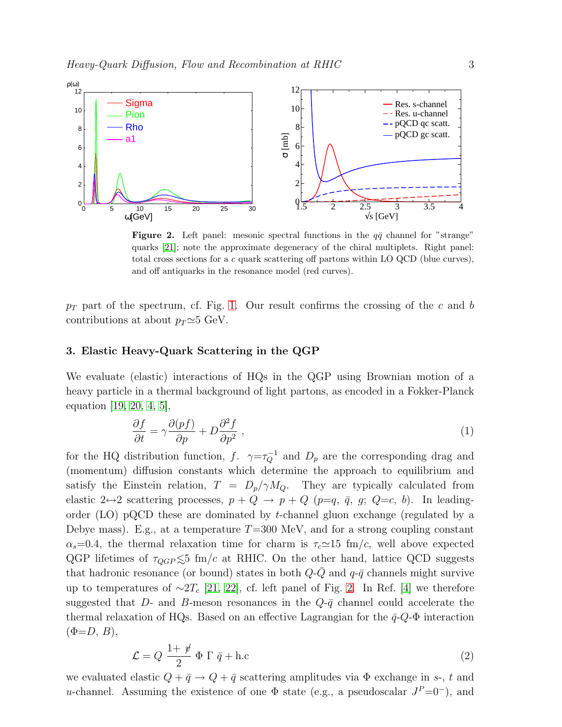**Figure 2.** Left panel: mesonic spectral functions in the $q\bar{q}$ channel for "strange" quarks [21]; note the approximate degeneracy of the chiral multiplets. Right panel: total cross sections for a $c$ quark scattering off partons within LO QCD (blue curves), and off antiquarks in the resonance model (red curves).

$p_T$ part of the spectrum, cf. Fig. 1. Our result confirms the crossing of the $c$ and $b$ contributions at about $p_T \simeq 5$ GeV.

## 3. Elastic Heavy-Quark Scattering in the QGP

We evaluate (elastic) interactions of HQs in the QGP using Brownian motion of a heavy particle in a thermal background of light partons, as encoded in a Fokker-Planck equation [19, 20, 4, 5],

$$\frac{\partial f}{\partial t} = \gamma \frac{\partial (pf)}{\partial p} + D \frac{\partial^2 f}{\partial p^2} \ , \tag{1}$$

for the HQ distribution function, $f$. $\gamma = \tau_Q^{-1}$ and $D_p$ are the corresponding drag and (momentum) diffusion constants which determine the approach to equilibrium and satisfy the Einstein relation, $T = D_p/\gamma M_Q$. They are typically calculated from elastic $2 \leftrightarrow 2$ scattering processes, $p + Q \to p + Q$ ($p$=$q$, $\bar{q}$, $g$; $Q$=$c$, $b$). In leading-order (LO) pQCD these are dominated by $t$-channel gluon exchange (regulated by a Debye mass). E.g., at a temperature $T$=300 MeV, and for a strong coupling constant $\alpha_s$=0.4, the thermal relaxation time for charm is $\tau_c \simeq 15$ fm/$c$, well above expected QGP lifetimes of $\tau_{QGP} \lesssim 5$ fm/$c$ at RHIC. On the other hand, lattice QCD suggests that hadronic resonance (or bound) states in both $Q$-$\bar{Q}$ and $q$-$\bar{q}$ channels might survive up to temperatures of $\sim 2T_c$ [21, 22], cf. left panel of Fig. 2. In Ref. [4] we therefore suggested that $D$- and $B$-meson resonances in the $Q$-$\bar{q}$ channel could accelerate the thermal relaxation of HQs. Based on an effective Lagrangian for the $\bar{q}$-$Q$-$\Phi$ interaction ($\Phi$=$D$, $B$),

$$\mathcal{L} = Q \ \frac{1 + \not{v}}{2} \ \Phi \ \Gamma \ \bar{q} + \text{h.c} \tag{2}$$

we evaluated elastic $Q + \bar{q} \to Q + \bar{q}$ scattering amplitudes via $\Phi$ exchange in $s$-, $t$ and $u$-channel. Assuming the existence of one $\Phi$ state (e.g., a pseudoscalar $J^P$=$0^-$), and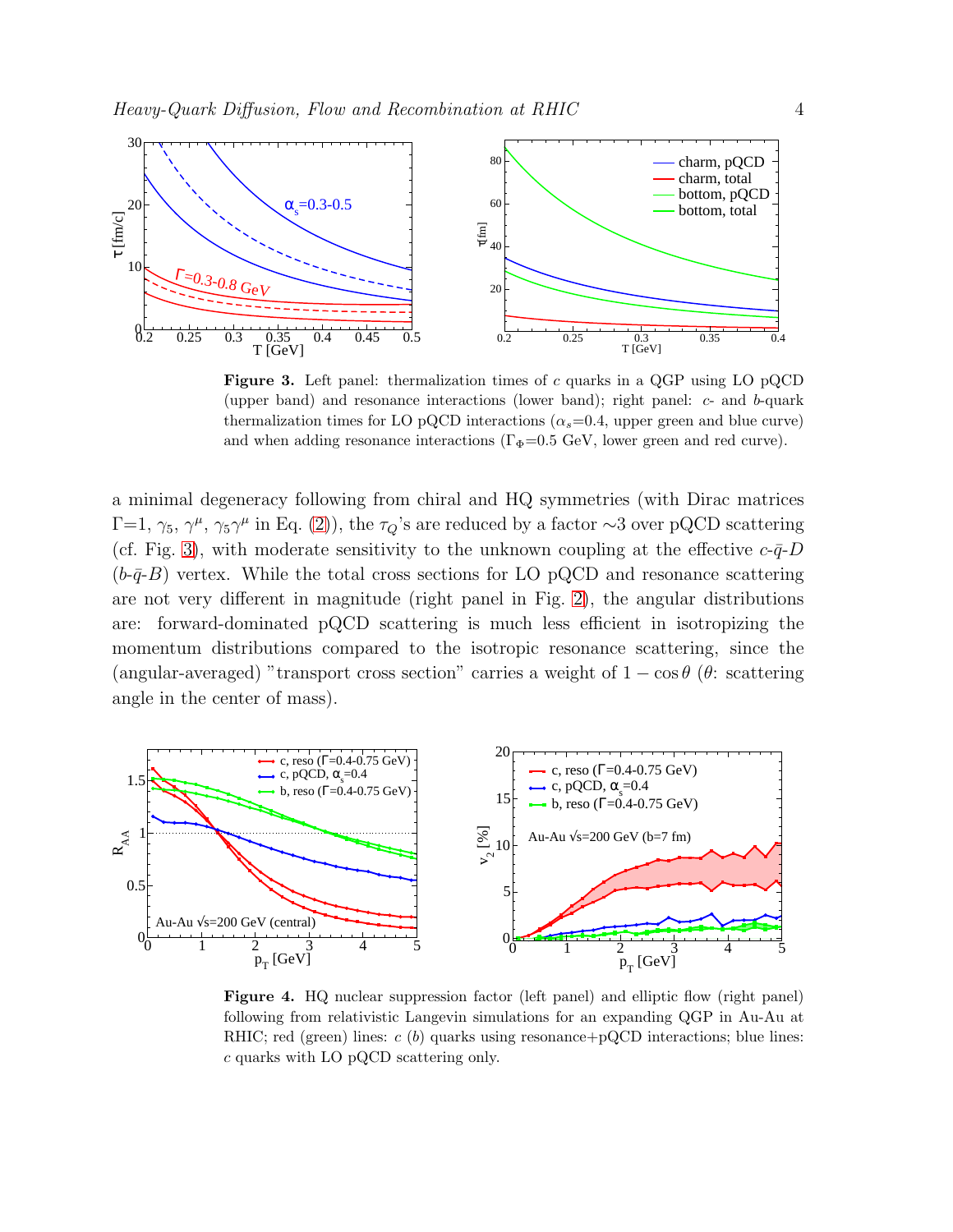**Figure 3.** Left panel: thermalization times of $c$ quarks in a QGP using LO pQCD (upper band) and resonance interactions (lower band); right panel: $c$- and $b$-quark thermalization times for LO pQCD interactions ($\alpha_s$=0.4, upper green and blue curve) and when adding resonance interactions ($\Gamma_\Phi$=0.5 GeV, lower green and red curve).

a minimal degeneracy following from chiral and HQ symmetries (with Dirac matrices $\Gamma$=1, $\gamma_5$, $\gamma^\mu$, $\gamma_5\gamma^\mu$ in Eq. (2)), the $\tau_Q$'s are reduced by a factor ∼3 over pQCD scattering (cf. Fig. 3), with moderate sensitivity to the unknown coupling at the effective $c$-$\bar{q}$-$D$ ($b$-$\bar{q}$-$B$) vertex. While the total cross sections for LO pQCD and resonance scattering are not very different in magnitude (right panel in Fig. 2), the angular distributions are: forward-dominated pQCD scattering is much less efficient in isotropizing the momentum distributions compared to the isotropic resonance scattering, since the (angular-averaged) "transport cross section" carries a weight of $1-\cos\theta$ ($\theta$: scattering angle in the center of mass).

**Figure 4.** HQ nuclear suppression factor (left panel) and elliptic flow (right panel) following from relativistic Langevin simulations for an expanding QGP in Au-Au at RHIC; red (green) lines: $c$ ($b$) quarks using resonance+pQCD interactions; blue lines: $c$ quarks with LO pQCD scattering only.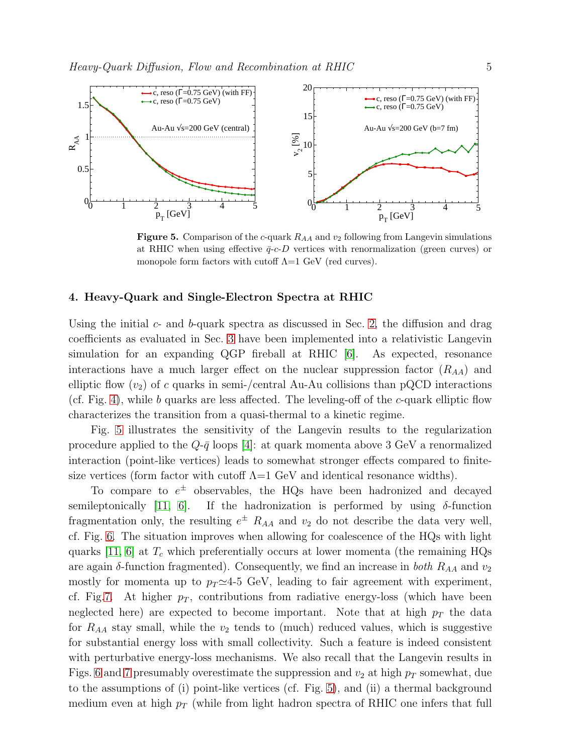**Figure 5.** Comparison of the $c$-quark $R_{AA}$ and $v_2$ following from Langevin simulations at RHIC when using effective $\bar{q}$-$c$-$D$ vertices with renormalization (green curves) or monopole form factors with cutoff $\Lambda$=1 GeV (red curves).

## 4. Heavy-Quark and Single-Electron Spectra at RHIC

Using the initial $c$- and $b$-quark spectra as discussed in Sec. 2, the diffusion and drag coefficients as evaluated in Sec. 3 have been implemented into a relativistic Langevin simulation for an expanding QGP fireball at RHIC [6]. As expected, resonance interactions have a much larger effect on the nuclear suppression factor ($R_{AA}$) and elliptic flow ($v_2$) of $c$ quarks in semi-/central Au-Au collisions than pQCD interactions (cf. Fig. 4), while $b$ quarks are less affected. The leveling-off of the $c$-quark elliptic flow characterizes the transition from a quasi-thermal to a kinetic regime.

Fig. 5 illustrates the sensitivity of the Langevin results to the regularization procedure applied to the $Q$-$\bar{q}$ loops [4]: at quark momenta above 3 GeV a renormalized interaction (point-like vertices) leads to somewhat stronger effects compared to finite-size vertices (form factor with cutoff $\Lambda$=1 GeV and identical resonance widths).

To compare to $e^{\pm}$ observables, the HQs have been hadronized and decayed semileptonically [11, 6]. If the hadronization is performed by using $\delta$-function fragmentation only, the resulting $e^{\pm}$ $R_{AA}$ and $v_2$ do not describe the data very well, cf. Fig. 6. The situation improves when allowing for coalescence of the HQs with light quarks [11, 6] at $T_c$ which preferentially occurs at lower momenta (the remaining HQs are again $\delta$-function fragmented). Consequently, we find an increase in *both* $R_{AA}$ and $v_2$ mostly for momenta up to $p_T \simeq$4-5 GeV, leading to fair agreement with experiment, cf. Fig.7. At higher $p_T$, contributions from radiative energy-loss (which have been neglected here) are expected to become important. Note that at high $p_T$ the data for $R_{AA}$ stay small, while the $v_2$ tends to (much) reduced values, which is suggestive for substantial energy loss with small collectivity. Such a feature is indeed consistent with perturbative energy-loss mechanisms. We also recall that the Langevin results in Figs. 6 and 7 presumably overestimate the suppression and $v_2$ at high $p_T$ somewhat, due to the assumptions of (i) point-like vertices (cf. Fig. 5), and (ii) a thermal background medium even at high $p_T$ (while from light hadron spectra of RHIC one infers that full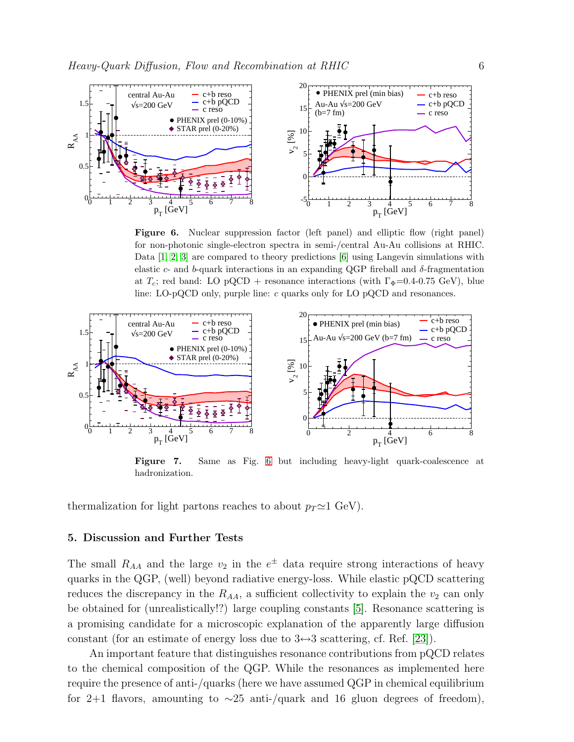**Figure 6.** Nuclear suppression factor (left panel) and elliptic flow (right panel) for non-photonic single-electron spectra in semi-/central Au-Au collisions at RHIC. Data [1, 2, 3] are compared to theory predictions [6] using Langevin simulations with elastic $c$- and $b$-quark interactions in an expanding QGP fireball and $\delta$-fragmentation at $T_c$; red band: LO pQCD + resonance interactions (with $\Gamma_\Phi$=0.4-0.75 GeV), blue line: LO-pQCD only, purple line: $c$ quarks only for LO pQCD and resonances.

**Figure 7.** Same as Fig. 6 but including heavy-light quark-coalescence at hadronization.

thermalization for light partons reaches to about $p_T \simeq 1$ GeV).

## 5. Discussion and Further Tests

The small $R_{AA}$ and the large $v_2$ in the $e^\pm$ data require strong interactions of heavy quarks in the QGP, (well) beyond radiative energy-loss. While elastic pQCD scattering reduces the discrepancy in the $R_{AA}$, a sufficient collectivity to explain the $v_2$ can only be obtained for (unrealistically!?) large coupling constants [5]. Resonance scattering is a promising candidate for a microscopic explanation of the apparently large diffusion constant (for an estimate of energy loss due to $3 \leftrightarrow 3$ scattering, cf. Ref. [23]).

An important feature that distinguishes resonance contributions from pQCD relates to the chemical composition of the QGP. While the resonances as implemented here require the presence of anti-/quarks (here we have assumed QGP in chemical equilibrium for 2+1 flavors, amounting to ∼25 anti-/quark and 16 gluon degrees of freedom),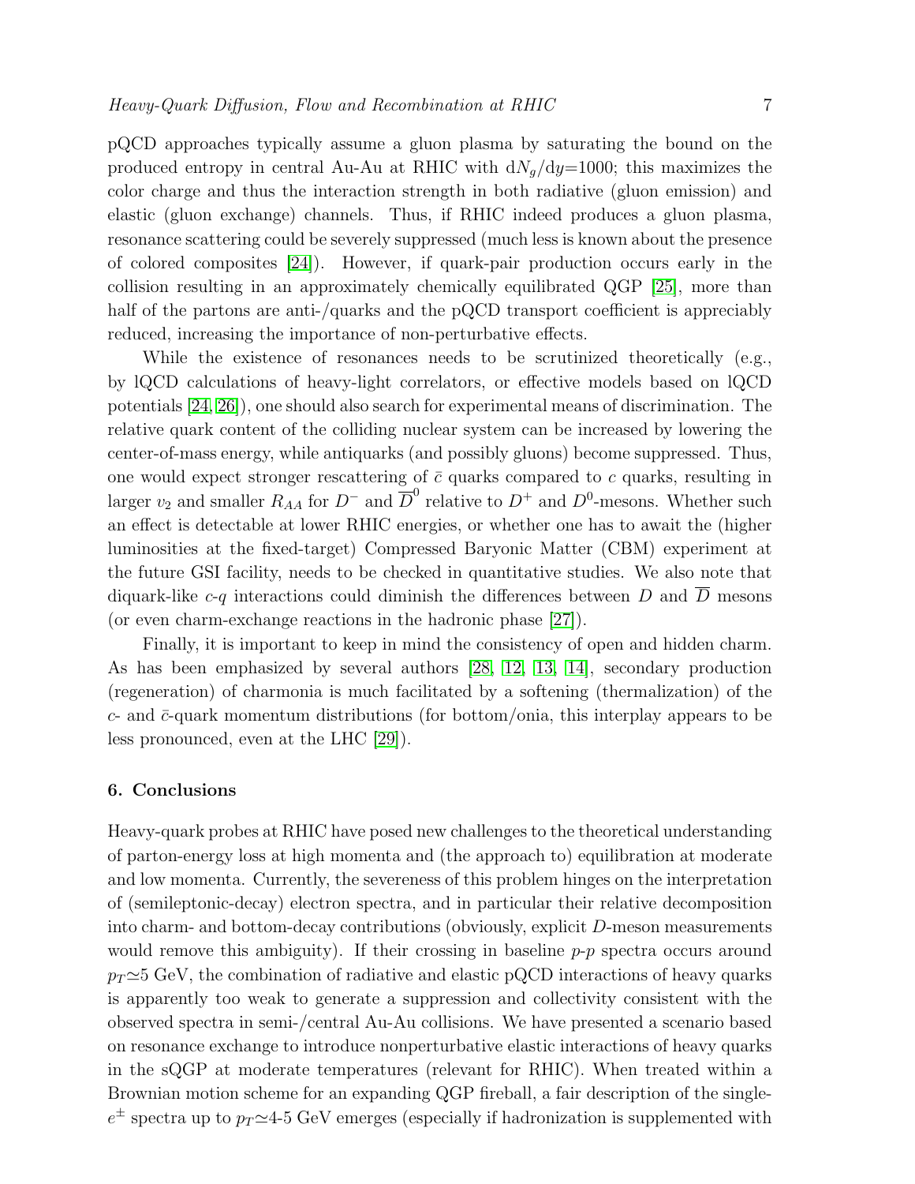pQCD approaches typically assume a gluon plasma by saturating the bound on the produced entropy in central Au-Au at RHIC with $dN_g/dy$=1000; this maximizes the color charge and thus the interaction strength in both radiative (gluon emission) and elastic (gluon exchange) channels. Thus, if RHIC indeed produces a gluon plasma, resonance scattering could be severely suppressed (much less is known about the presence of colored composites [24]). However, if quark-pair production occurs early in the collision resulting in an approximately chemically equilibrated QGP [25], more than half of the partons are anti-/quarks and the pQCD transport coefficient is appreciably reduced, increasing the importance of non-perturbative effects.

While the existence of resonances needs to be scrutinized theoretically (e.g., by lQCD calculations of heavy-light correlators, or effective models based on lQCD potentials [24, 26]), one should also search for experimental means of discrimination. The relative quark content of the colliding nuclear system can be increased by lowering the center-of-mass energy, while antiquarks (and possibly gluons) become suppressed. Thus, one would expect stronger rescattering of $\bar{c}$ quarks compared to $c$ quarks, resulting in larger $v_2$ and smaller $R_{AA}$ for $D^-$ and $\overline{D}^0$ relative to $D^+$ and $D^0$-mesons. Whether such an effect is detectable at lower RHIC energies, or whether one has to await the (higher luminosities at the fixed-target) Compressed Baryonic Matter (CBM) experiment at the future GSI facility, needs to be checked in quantitative studies. We also note that diquark-like $c$-$q$ interactions could diminish the differences between $D$ and $\overline{D}$ mesons (or even charm-exchange reactions in the hadronic phase [27]).

Finally, it is important to keep in mind the consistency of open and hidden charm. As has been emphasized by several authors [28, 12, 13, 14], secondary production (regeneration) of charmonia is much facilitated by a softening (thermalization) of the $c$- and $\bar{c}$-quark momentum distributions (for bottom/onia, this interplay appears to be less pronounced, even at the LHC [29]).

## 6. Conclusions

Heavy-quark probes at RHIC have posed new challenges to the theoretical understanding of parton-energy loss at high momenta and (the approach to) equilibration at moderate and low momenta. Currently, the severeness of this problem hinges on the interpretation of (semileptonic-decay) electron spectra, and in particular their relative decomposition into charm- and bottom-decay contributions (obviously, explicit $D$-meson measurements would remove this ambiguity). If their crossing in baseline $p$-$p$ spectra occurs around $p_T \simeq 5$ GeV, the combination of radiative and elastic pQCD interactions of heavy quarks is apparently too weak to generate a suppression and collectivity consistent with the observed spectra in semi-/central Au-Au collisions. We have presented a scenario based on resonance exchange to introduce nonperturbative elastic interactions of heavy quarks in the sQGP at moderate temperatures (relevant for RHIC). When treated within a Brownian motion scheme for an expanding QGP fireball, a fair description of the single-$e^{\pm}$ spectra up to $p_T \simeq$4-5 GeV emerges (especially if hadronization is supplemented with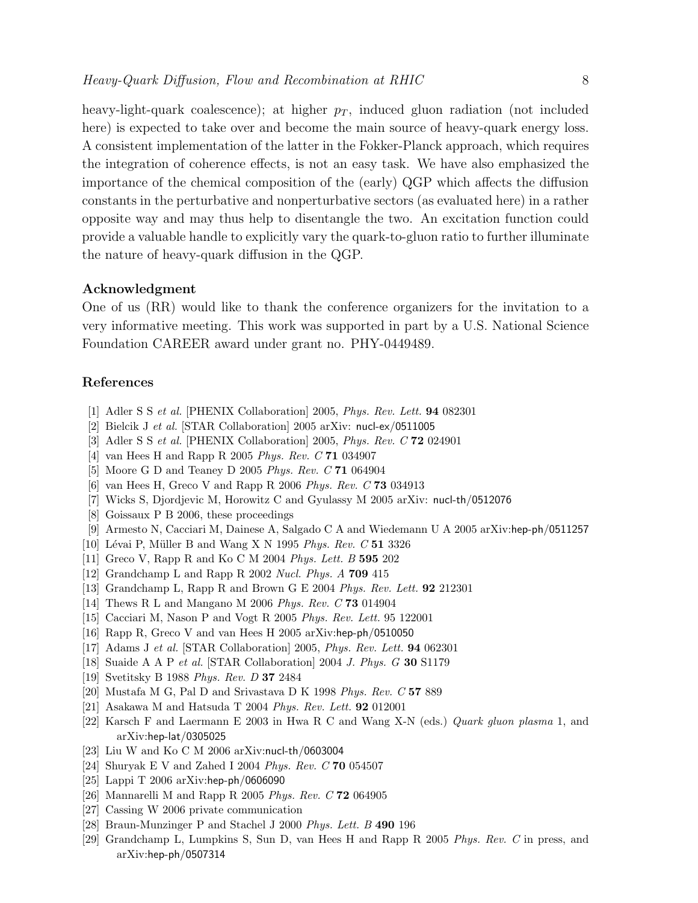heavy-light-quark coalescence); at higher $p_T$, induced gluon radiation (not included here) is expected to take over and become the main source of heavy-quark energy loss. A consistent implementation of the latter in the Fokker-Planck approach, which requires the integration of coherence effects, is not an easy task. We have also emphasized the importance of the chemical composition of the (early) QGP which affects the diffusion constants in the perturbative and nonperturbative sectors (as evaluated here) in a rather opposite way and may thus help to disentangle the two. An excitation function could provide a valuable handle to explicitly vary the quark-to-gluon ratio to further illuminate the nature of heavy-quark diffusion in the QGP.

### Acknowledgment

One of us (RR) would like to thank the conference organizers for the invitation to a very informative meeting. This work was supported in part by a U.S. National Science Foundation CAREER award under grant no. PHY-0449489.

### References

[1] Adler S S *et al.* [PHENIX Collaboration] 2005, *Phys. Rev. Lett.* **94** 082301

[2] Bielcik J *et al.* [STAR Collaboration] 2005 arXiv: nucl-ex/0511005

[3] Adler S S *et al.* [PHENIX Collaboration] 2005, *Phys. Rev. C* **72** 024901

[4] van Hees H and Rapp R 2005 *Phys. Rev. C* **71** 034907

[5] Moore G D and Teaney D 2005 *Phys. Rev. C* **71** 064904

[6] van Hees H, Greco V and Rapp R 2006 *Phys. Rev. C* **73** 034913

[7] Wicks S, Djordjevic M, Horowitz C and Gyulassy M 2005 arXiv: nucl-th/0512076

[8] Goissaux P B 2006, these proceedings

[9] Armesto N, Cacciari M, Dainese A, Salgado C A and Wiedemann U A 2005 arXiv:hep-ph/0511257

[10] Lévai P, Müller B and Wang X N 1995 *Phys. Rev. C* **51** 3326

[11] Greco V, Rapp R and Ko C M 2004 *Phys. Lett. B* **595** 202

[12] Grandchamp L and Rapp R 2002 *Nucl. Phys. A* **709** 415

[13] Grandchamp L, Rapp R and Brown G E 2004 *Phys. Rev. Lett.* **92** 212301

[14] Thews R L and Mangano M 2006 *Phys. Rev. C* **73** 014904

[15] Cacciari M, Nason P and Vogt R 2005 *Phys. Rev. Lett.* 95 122001

[16] Rapp R, Greco V and van Hees H 2005 arXiv:hep-ph/0510050

[17] Adams J *et al.* [STAR Collaboration] 2005, *Phys. Rev. Lett.* **94** 062301

[18] Suaide A A P *et al.* [STAR Collaboration] 2004 *J. Phys. G* **30** S1179

[19] Svetitsky B 1988 *Phys. Rev. D* **37** 2484

[20] Mustafa M G, Pal D and Srivastava D K 1998 *Phys. Rev. C* **57** 889

[21] Asakawa M and Hatsuda T 2004 *Phys. Rev. Lett.* **92** 012001

[22] Karsch F and Laermann E 2003 in Hwa R C and Wang X-N (eds.) *Quark gluon plasma* 1, and arXiv:hep-lat/0305025

[23] Liu W and Ko C M 2006 arXiv:nucl-th/0603004

[24] Shuryak E V and Zahed I 2004 *Phys. Rev. C* **70** 054507

[25] Lappi T 2006 arXiv:hep-ph/0606090

[26] Mannarelli M and Rapp R 2005 *Phys. Rev. C* **72** 064905

[27] Cassing W 2006 private communication

[28] Braun-Munzinger P and Stachel J 2000 *Phys. Lett. B* **490** 196

[29] Grandchamp L, Lumpkins S, Sun D, van Hees H and Rapp R 2005 *Phys. Rev. C* in press, and arXiv:hep-ph/0507314